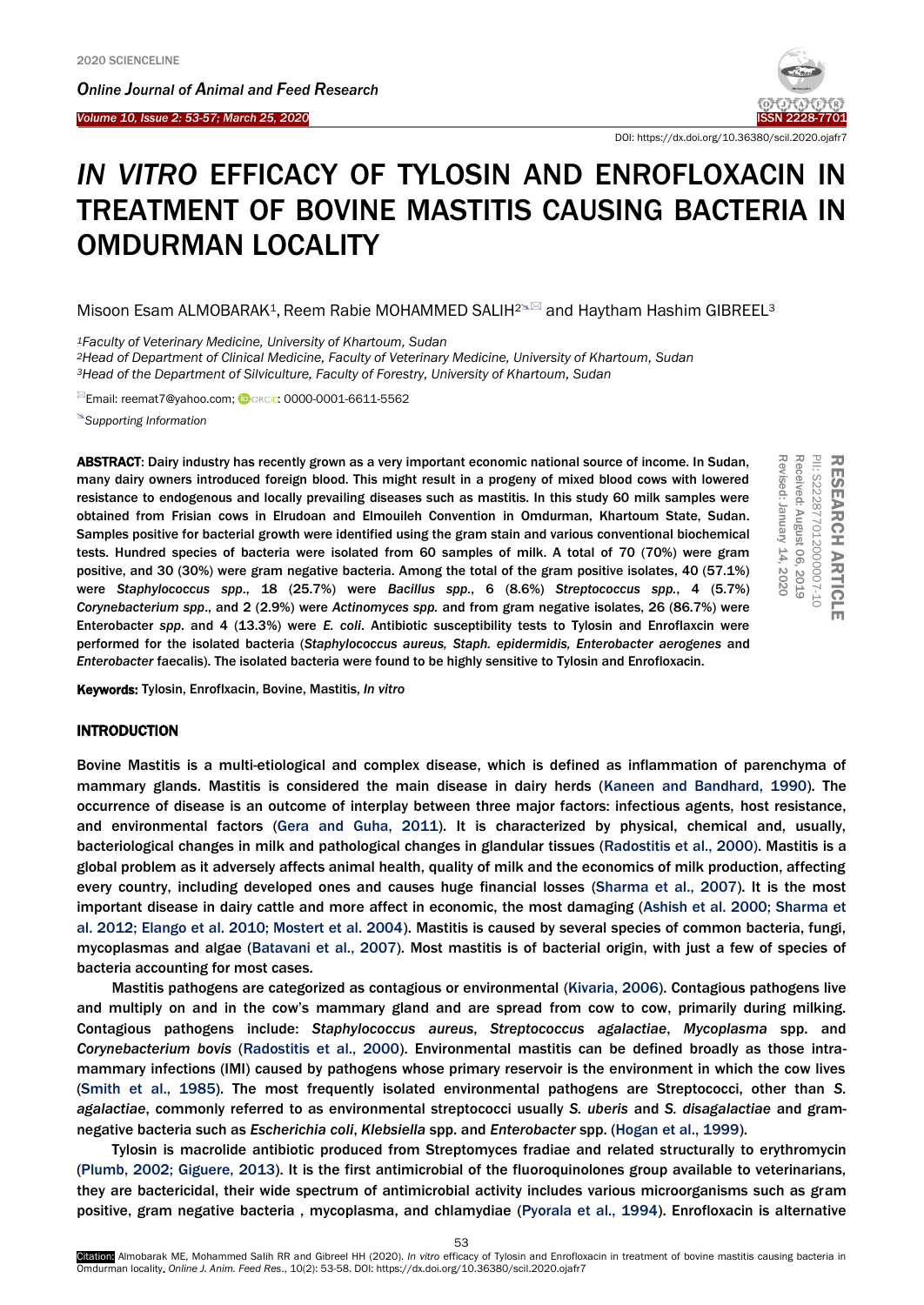# *IN VITRO* EFFICACY OF TYLOSIN AND ENROFLOXACIN IN TREATMENT OF BOVINE MASTITIS CAUSING BACTERIA IN OMDURMAN LOCALITY

Misoon Esam ALMOBARAK[1], Reem Rabie MOHAMMED SALIH[2] and Haytham Hashim GIBREEL[3]

[1]*Faculty of Veterinary Medicine, University of Khartoum, Sudan*
[2]*Head of Department of Clinical Medicine, Faculty of Veterinary Medicine, University of Khartoum, Sudan*
[3]*Head of the Department of Silviculture, Faculty of Forestry, University of Khartoum, Sudan*

Email: reemat7@yahoo.com; ORCID: 0000-0001-6611-5562

*Supporting Information*

RESEARCH ARTICLE
PII: S222877012000007-10
Received: August 06, 2019
Revised: January 14, 2020

**ABSTRACT**: Dairy industry has recently grown as a very important economic national source of income. In Sudan, many dairy owners introduced foreign blood. This might result in a progeny of mixed blood cows with lowered resistance to endogenous and locally prevailing diseases such as mastitis. In this study 60 milk samples were obtained from Frisian cows in Elrudoan and Elmouileh Convention in Omdurman, Khartoum State, Sudan. Samples positive for bacterial growth were identified using the gram stain and various conventional biochemical tests. Hundred species of bacteria were isolated from 60 samples of milk. A total of 70 (70%) were gram positive, and 30 (30%) were gram negative bacteria. Among the total of the gram positive isolates, 40 (57.1%) were *Staphylococcus spp*., 18 (25.7%) were *Bacillus spp*., 6 (8.6%) *Streptococcus spp*., 4 (5.7%) *Corynebacterium spp*., and 2 (2.9%) were *Actinomyces spp.* and from gram negative isolates, 26 (86.7%) were Enterobacter *spp*. and 4 (13.3%) were *E. coli*. Antibiotic susceptibility tests to Tylosin and Enroflaxcin were performed for the isolated bacteria (*Staphylococcus aureus, Staph. epidermidis, Enterobacter aerogenes* and *Enterobacter* faecalis). The isolated bacteria were found to be highly sensitive to Tylosin and Enrofloxacin.

**Keywords:** Tylosin, Enroflxacin, Bovine, Mastitis, *In vitro*

## INTRODUCTION

Bovine Mastitis is a multi-etiological and complex disease, which is defined as inflammation of parenchyma of mammary glands. Mastitis is considered the main disease in dairy herds (Kaneen and Bandhard, 1990). The occurrence of disease is an outcome of interplay between three major factors: infectious agents, host resistance, and environmental factors (Gera and Guha, 2011). It is characterized by physical, chemical and, usually, bacteriological changes in milk and pathological changes in glandular tissues (Radostitis et al., 2000). Mastitis is a global problem as it adversely affects animal health, quality of milk and the economics of milk production, affecting every country, including developed ones and causes huge financial losses (Sharma et al., 2007). It is the most important disease in dairy cattle and more affect in economic, the most damaging (Ashish et al. 2000; Sharma et al. 2012; Elango et al. 2010; Mostert et al. 2004). Mastitis is caused by several species of common bacteria, fungi, mycoplasmas and algae (Batavani et al., 2007). Most mastitis is of bacterial origin, with just a few of species of bacteria accounting for most cases.

Mastitis pathogens are categorized as contagious or environmental (Kivaria, 2006). Contagious pathogens live and multiply on and in the cow's mammary gland and are spread from cow to cow, primarily during milking. Contagious pathogens include: *Staphylococcus aureus*, *Streptococcus agalactiae*, *Mycoplasma* spp. and *Corynebacterium bovis* (Radostitis et al., 2000). Environmental mastitis can be defined broadly as those intra-mammary infections (IMI) caused by pathogens whose primary reservoir is the environment in which the cow lives (Smith et al., 1985). The most frequently isolated environmental pathogens are Streptococci, other than *S. agalactiae*, commonly referred to as environmental streptococci usually *S. uberis* and *S. disagalactiae* and gram-negative bacteria such as *Escherichia coli*, *Klebsiella* spp. and *Enterobacter* spp. (Hogan et al., 1999).

Tylosin is macrolide antibiotic produced from Streptomyces fradiae and related structurally to erythromycin (Plumb, 2002; Giguere, 2013). It is the first antimicrobial of the fluoroquinolones group available to veterinarians, they are bactericidal, their wide spectrum of antimicrobial activity includes various microorganisms such as gram positive, gram negative bacteria , mycoplasma, and chlamydiae (Pyorala et al., 1994). Enrofloxacin is alternative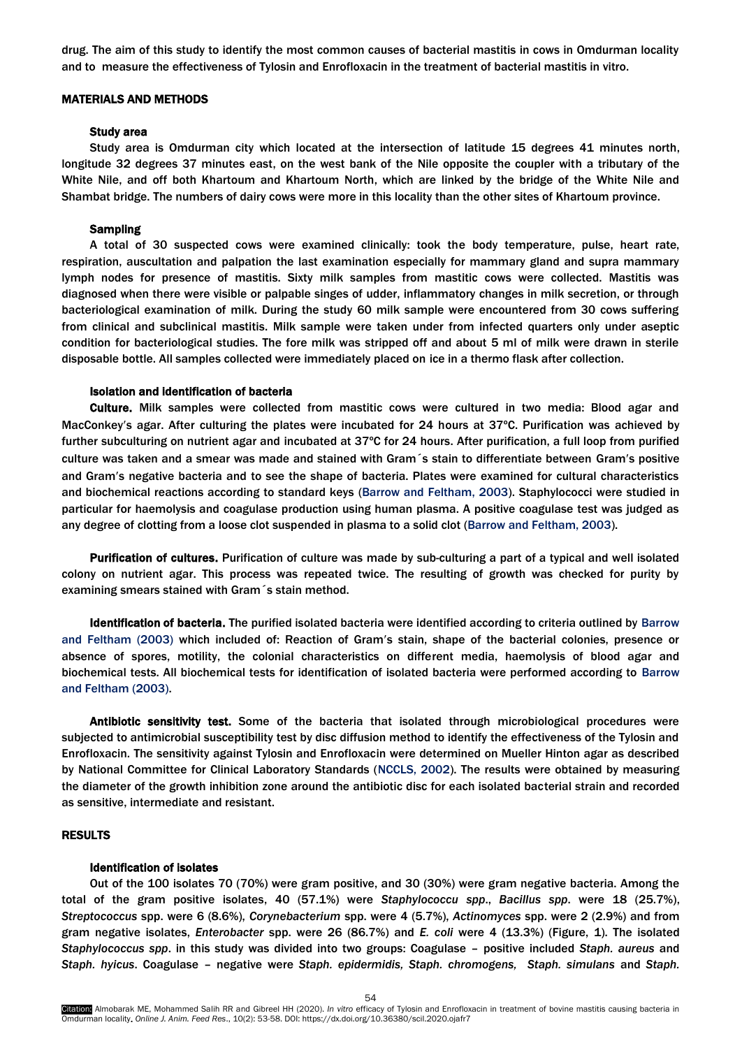drug. The aim of this study to identify the most common causes of bacterial mastitis in cows in Omdurman locality and to measure the effectiveness of Tylosin and Enrofloxacin in the treatment of bacterial mastitis in vitro.

## MATERIALS AND METHODS

### Study area

Study area is Omdurman city which located at the intersection of latitude 15 degrees 41 minutes north, longitude 32 degrees 37 minutes east, on the west bank of the Nile opposite the coupler with a tributary of the White Nile, and off both Khartoum and Khartoum North, which are linked by the bridge of the White Nile and Shambat bridge. The numbers of dairy cows were more in this locality than the other sites of Khartoum province.

### Sampling

A total of 30 suspected cows were examined clinically: took the body temperature, pulse, heart rate, respiration, auscultation and palpation the last examination especially for mammary gland and supra mammary lymph nodes for presence of mastitis. Sixty milk samples from mastitic cows were collected. Mastitis was diagnosed when there were visible or palpable singes of udder, inflammatory changes in milk secretion, or through bacteriological examination of milk. During the study 60 milk sample were encountered from 30 cows suffering from clinical and subclinical mastitis. Milk sample were taken under from infected quarters only under aseptic condition for bacteriological studies. The fore milk was stripped off and about 5 ml of milk were drawn in sterile disposable bottle. All samples collected were immediately placed on ice in a thermo flask after collection.

### Isolation and identification of bacteria

**Culture.** Milk samples were collected from mastitic cows were cultured in two media: Blood agar and MacConkey's agar. After culturing the plates were incubated for 24 hours at 37ºC. Purification was achieved by further subculturing on nutrient agar and incubated at 37ºC for 24 hours. After purification, a full loop from purified culture was taken and a smear was made and stained with Gram´s stain to differentiate between Gram's positive and Gram's negative bacteria and to see the shape of bacteria. Plates were examined for cultural characteristics and biochemical reactions according to standard keys (Barrow and Feltham, 2003). Staphylococci were studied in particular for haemolysis and coagulase production using human plasma. A positive coagulase test was judged as any degree of clotting from a loose clot suspended in plasma to a solid clot (Barrow and Feltham, 2003).

**Purification of cultures.** Purification of culture was made by sub-culturing a part of a typical and well isolated colony on nutrient agar. This process was repeated twice. The resulting of growth was checked for purity by examining smears stained with Gram´s stain method.

**Identification of bacteria.** The purified isolated bacteria were identified according to criteria outlined by Barrow and Feltham (2003) which included of: Reaction of Gram's stain, shape of the bacterial colonies, presence or absence of spores, motility, the colonial characteristics on different media, haemolysis of blood agar and biochemical tests. All biochemical tests for identification of isolated bacteria were performed according to Barrow and Feltham (2003).

**Antibiotic sensitivity test.** Some of the bacteria that isolated through microbiological procedures were subjected to antimicrobial susceptibility test by disc diffusion method to identify the effectiveness of the Tylosin and Enrofloxacin. The sensitivity against Tylosin and Enrofloxacin were determined on Mueller Hinton agar as described by National Committee for Clinical Laboratory Standards (NCCLS, 2002). The results were obtained by measuring the diameter of the growth inhibition zone around the antibiotic disc for each isolated bacterial strain and recorded as sensitive, intermediate and resistant.

## RESULTS

### Identification of isolates

Out of the 100 isolates 70 (70%) were gram positive, and 30 (30%) were gram negative bacteria. Among the total of the gram positive isolates, 40 (57.1%) were *Staphylococcu spp*., *Bacillus spp*. were 18 (25.7%), *Streptococcus* spp. were 6 (8.6%), *Corynebacterium* spp. were 4 (5.7%), *Actinomyces* spp. were 2 (2.9%) and from gram negative isolates, *Enterobacter* spp. were 26 (86.7%) and *E. coli* were 4 (13.3%) (Figure, 1). The isolated *Staphylococcus spp*. in this study was divided into two groups: Coagulase – positive included *Staph. aureus* and *Staph. hyicus*. Coagulase – negative were *Staph. epidermidis, Staph. chromogens, Staph. simulans* and *Staph.*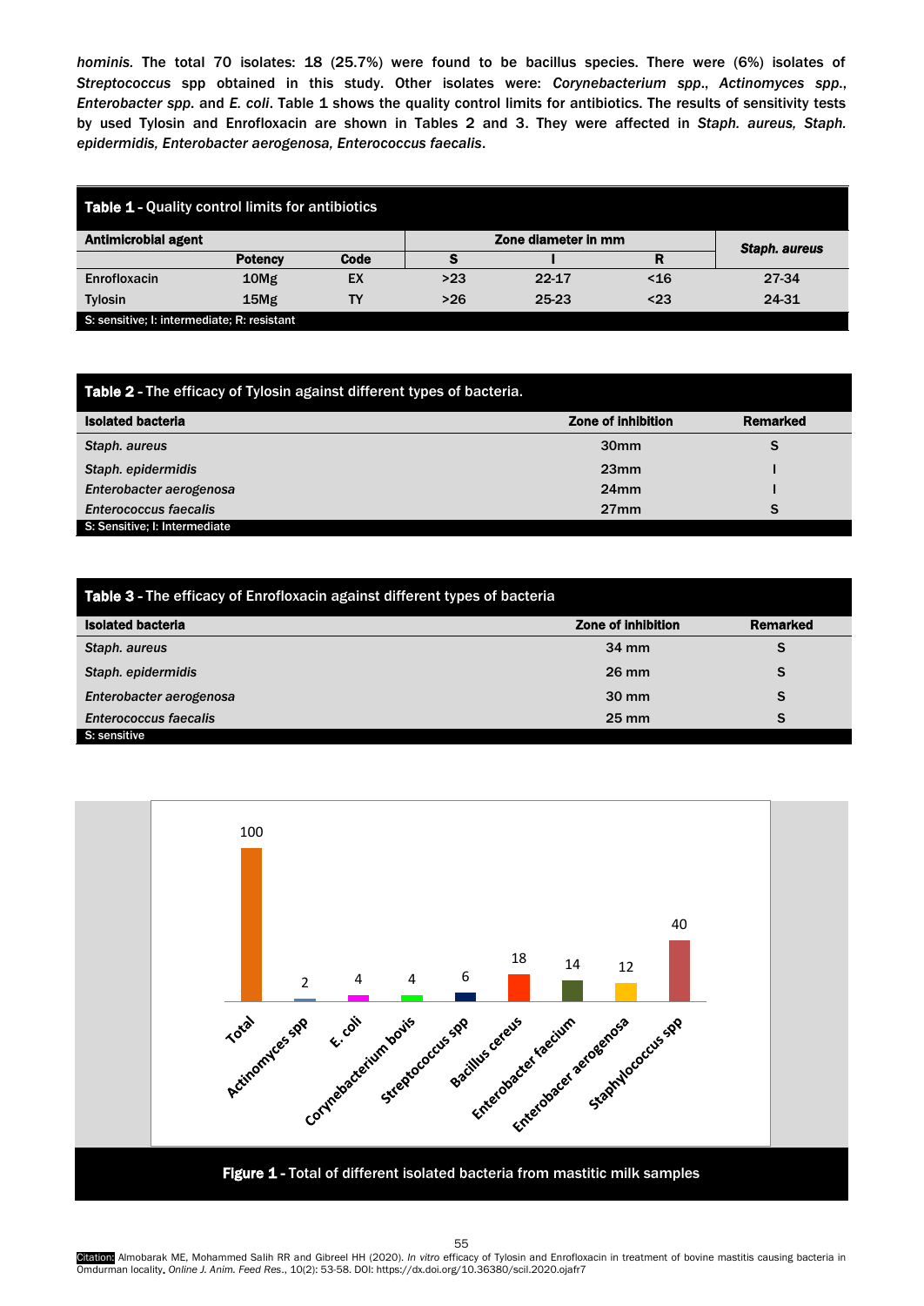*hominis.* The total 70 isolates: 18 (25.7%) were found to be bacillus species. There were (6%) isolates of *Streptococcus* spp obtained in this study. Other isolates were: *Corynebacterium spp.*, *Actinomyces spp.*, *Enterobacter spp.* and *E. coli*. Table 1 shows the quality control limits for antibiotics. The results of sensitivity tests by used Tylosin and Enrofloxacin are shown in Tables 2 and 3. They were affected in *Staph. aureus, Staph. epidermidis, Enterobacter aerogenosa, Enterococcus faecalis*.

**Table 1** - Quality control limits for antibiotics

| Antimicrobial agent | | | Zone diameter in mm | | | *Staph. aureus* |
|---|---|---|---|---|---|---|
| | Potency | Code | S | I | R | |
| Enrofloxacin | 10Mg | EX | >23 | 22-17 | <16 | 27-34 |
| Tylosin | 15Mg | TY | >26 | 25-23 | <23 | 24-31 |

S: sensitive; I: intermediate; R: resistant

**Table 2** - The efficacy of Tylosin against different types of bacteria.

| Isolated bacteria | Zone of inhibition | Remarked |
|---|---|---|
| *Staph. aureus* | 30mm | S |
| *Staph. epidermidis* | 23mm | I |
| *Enterobacter aerogenosa* | 24mm | I |
| *Enterococcus faecalis* | 27mm | S |

S: Sensitive; I: Intermediate

**Table 3** - The efficacy of Enrofloxacin against different types of bacteria

| Isolated bacteria | Zone of inhibition | Remarked |
|---|---|---|
| *Staph. aureus* | 34 mm | S |
| *Staph. epidermidis* | 26 mm | S |
| *Enterobacter aerogenosa* | 30 mm | S |
| *Enterococcus faecalis* | 25 mm | S |

S: sensitive

| Bacteria | Value |
|---|---|
| Total | 100 |
| Actinomyces spp | 2 |
| E. coli | 4 |
| Corynebacterium bovis | 4 |
| Streptococcus spp | 6 |
| Bacillus cereus | 18 |
| Enterobacter faecium | 14 |
| Enterobacer aerogenosa | 12 |
| Staphylococcus spp | 40 |

**Figure 1** - Total of different isolated bacteria from mastitic milk samples

Citation: Almobarak ME, Mohammed Salih RR and Gibreel HH (2020). *In vitro* efficacy of Tylosin and Enrofloxacin in treatment of bovine mastitis causing bacteria in Omdurman locality. *Online J. Anim. Feed Res.*, 10(2): 53-58. DOI: https://dx.doi.org/10.36380/scil.2020.ojafr7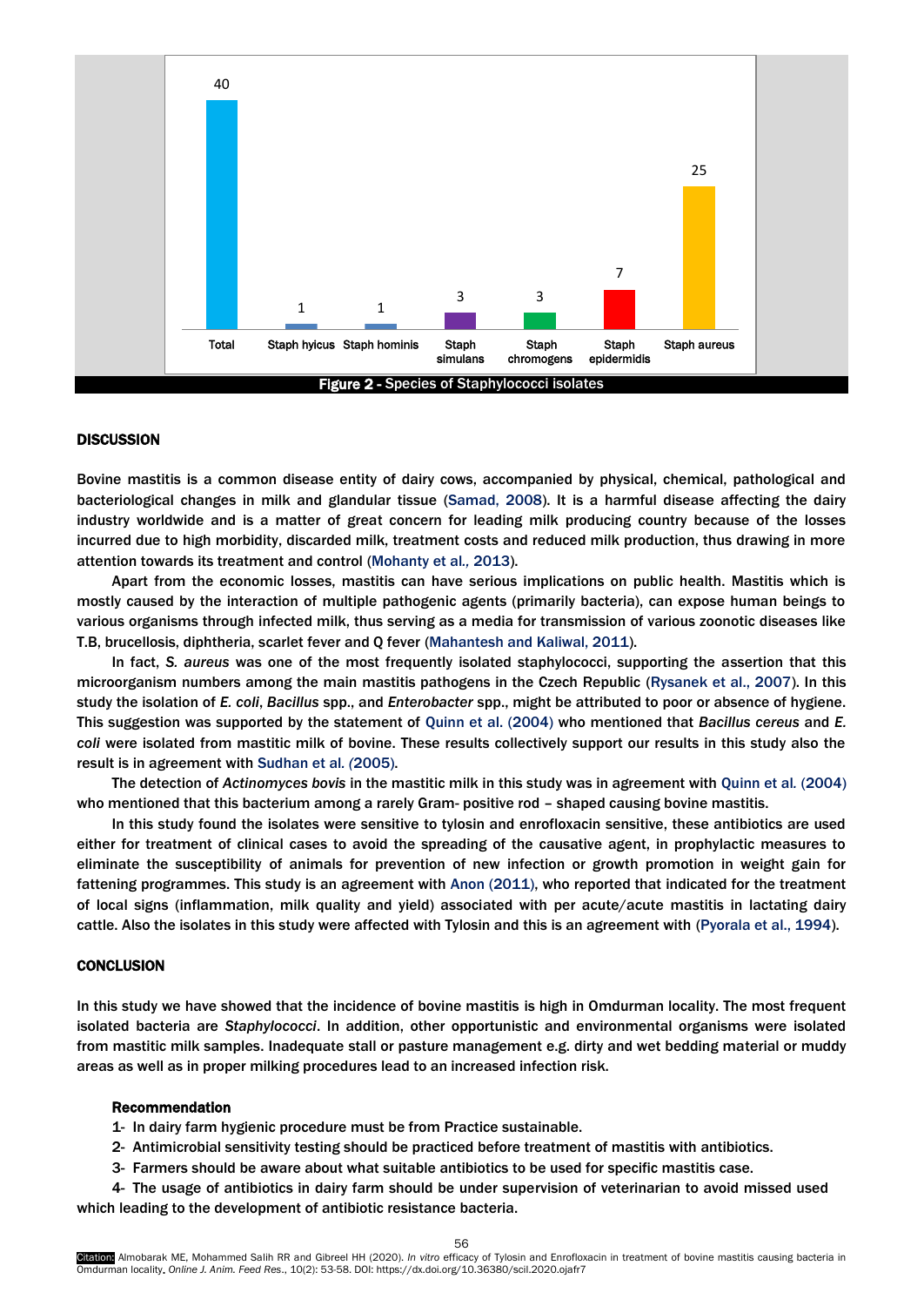Figure 2 - Species of Staphylococci isolates

## DISCUSSION

Bovine mastitis is a common disease entity of dairy cows, accompanied by physical, chemical, pathological and bacteriological changes in milk and glandular tissue (Samad, 2008). It is a harmful disease affecting the dairy industry worldwide and is a matter of great concern for leading milk producing country because of the losses incurred due to high morbidity, discarded milk, treatment costs and reduced milk production, thus drawing in more attention towards its treatment and control (Mohanty et al., 2013).

Apart from the economic losses, mastitis can have serious implications on public health. Mastitis which is mostly caused by the interaction of multiple pathogenic agents (primarily bacteria), can expose human beings to various organisms through infected milk, thus serving as a media for transmission of various zoonotic diseases like T.B, brucellosis, diphtheria, scarlet fever and Q fever (Mahantesh and Kaliwal, 2011).

In fact, *S. aureus* was one of the most frequently isolated staphylococci, supporting the assertion that this microorganism numbers among the main mastitis pathogens in the Czech Republic (Rysanek et al., 2007). In this study the isolation of *E. coli*, *Bacillus* spp., and *Enterobacter* spp., might be attributed to poor or absence of hygiene. This suggestion was supported by the statement of Quinn et al. (2004) who mentioned that *Bacillus cereus* and *E. coli* were isolated from mastitic milk of bovine. These results collectively support our results in this study also the result is in agreement with Sudhan et al. (2005).

The detection of *Actinomyces bovis* in the mastitic milk in this study was in agreement with Quinn et al. (2004) who mentioned that this bacterium among a rarely Gram- positive rod – shaped causing bovine mastitis.

In this study found the isolates were sensitive to tylosin and enrofloxacin sensitive, these antibiotics are used either for treatment of clinical cases to avoid the spreading of the causative agent, in prophylactic measures to eliminate the susceptibility of animals for prevention of new infection or growth promotion in weight gain for fattening programmes. This study is an agreement with Anon (2011), who reported that indicated for the treatment of local signs (inflammation, milk quality and yield) associated with per acute/acute mastitis in lactating dairy cattle. Also the isolates in this study were affected with Tylosin and this is an agreement with (Pyorala et al., 1994).

## CONCLUSION

In this study we have showed that the incidence of bovine mastitis is high in Omdurman locality. The most frequent isolated bacteria are *Staphylococci*. In addition, other opportunistic and environmental organisms were isolated from mastitic milk samples. Inadequate stall or pasture management e.g. dirty and wet bedding material or muddy areas as well as in proper milking procedures lead to an increased infection risk.

### Recommendation

1- In dairy farm hygienic procedure must be from Practice sustainable.
2- Antimicrobial sensitivity testing should be practiced before treatment of mastitis with antibiotics.
3- Farmers should be aware about what suitable antibiotics to be used for specific mastitis case.
4- The usage of antibiotics in dairy farm should be under supervision of veterinarian to avoid missed used which leading to the development of antibiotic resistance bacteria.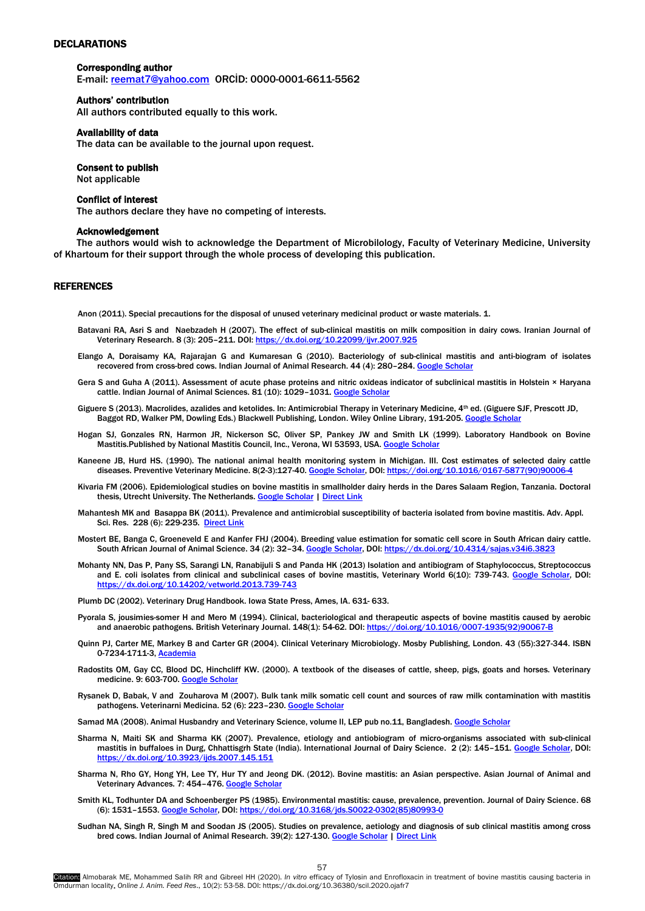## DECLARATIONS

### Corresponding author

E-mail: reemat7@yahoo.com ORCİD: 0000-0001-6611-5562

### Authors' contribution

All authors contributed equally to this work.

### Availability of data

The data can be available to the journal upon request.

### Consent to publish

Not applicable

### Conflict of interest

The authors declare they have no competing of interests.

### Acknowledgement

The authors would wish to acknowledge the Department of Microbilology, Faculty of Veterinary Medicine, University of Khartoum for their support through the whole process of developing this publication.

## REFERENCES

Anon (2011). Special precautions for the disposal of unused veterinary medicinal product or waste materials. 1.

Batavani RA, Asri S and Naebzadeh H (2007). The effect of sub-clinical mastitis on milk composition in dairy cows. Iranian Journal of Veterinary Research. 8 (3): 205–211. DOI: https://dx.doi.org/10.22099/ijvr.2007.925

Elango A, Doraisamy KA, Rajarajan G and Kumaresan G (2010). Bacteriology of sub-clinical mastitis and anti-biogram of isolates recovered from cross-bred cows. Indian Journal of Animal Research. 44 (4): 280–284. Google Scholar

Gera S and Guha A (2011). Assessment of acute phase proteins and nitric oxideas indicator of subclinical mastitis in Holstein × Haryana cattle. Indian Journal of Animal Sciences. 81 (10): 1029–1031. Google Scholar

Giguere S (2013). Macrolides, azalides and ketolides. In: Antimicrobial Therapy in Veterinary Medicine, 4th ed. (Giguere SJF, Prescott JD, Baggot RD, Walker PM, Dowling Eds.) Blackwell Publishing, London. Wiley Online Library, 191-205. Google Scholar

Hogan SJ, Gonzales RN, Harmon JR, Nickerson SC, Oliver SP, Pankey JW and Smith LK (1999). Laboratory Handbook on Bovine Mastitis.Published by National Mastitis Council, Inc., Verona, WI 53593, USA. Google Scholar

Kaneene JB, Hurd HS. (1990). The national animal health monitoring system in Michigan. III. Cost estimates of selected dairy cattle diseases. Preventive Veterinary Medicine. 8(2-3):127-40. Google Scholar, DOI: https://doi.org/10.1016/0167-5877(90)90006-4

Kivaria FM (2006). Epidemiological studies on bovine mastitis in smallholder dairy herds in the Dares Salaam Region, Tanzania. Doctoral thesis, Utrecht University. The Netherlands. Google Scholar | Direct Link

Mahantesh MK and Basappa BK (2011). Prevalence and antimicrobial susceptibility of bacteria isolated from bovine mastitis. Adv. Appl. Sci. Res. 228 (6): 229-235. Direct Link

Mostert BE, Banga C, Groeneveld E and Kanfer FHJ (2004). Breeding value estimation for somatic cell score in South African dairy cattle. South African Journal of Animal Science. 34 (2): 32–34. Google Scholar, DOI: https://dx.doi.org/10.4314/sajas.v34i6.3823

Mohanty NN, Das P, Pany SS, Sarangi LN, Ranabijuli S and Panda HK (2013) Isolation and antibiogram of Staphylococcus, Streptococcus and E. coli isolates from clinical and subclinical cases of bovine mastitis, Veterinary World 6(10): 739-743. Google Scholar, DOI: https://dx.doi.org/10.14202/vetworld.2013.739-743

Plumb DC (2002). Veterinary Drug Handbook. Iowa State Press, Ames, IA. 631- 633.

Pyorala S, jousimies-somer H and Mero M (1994). Clinical, bacteriological and therapeutic aspects of bovine mastitis caused by aerobic and anaerobic pathogens. British Veterinary Journal. 148(1): 54-62. DOI: https://doi.org/10.1016/0007-1935(92)90067-B

Quinn PJ, Carter ME, Markey B and Carter GR (2004). Clinical Veterinary Microbiology. Mosby Publishing, London. 43 (55):327-344. ISBN 0-7234-1711-3, Academia

Radostits OM, Gay CC, Blood DC, Hinchcliff KW. (2000). A textbook of the diseases of cattle, sheep, pigs, goats and horses. Veterinary medicine. 9: 603-700. Google Scholar

Rysanek D, Babak, V and Zouharova M (2007). Bulk tank milk somatic cell count and sources of raw milk contamination with mastitis pathogens. Veterinarni Medicina. 52 (6): 223–230. Google Scholar

Samad MA (2008). Animal Husbandry and Veterinary Science, volume II, LEP pub no.11, Bangladesh. Google Scholar

Sharma N, Maiti SK and Sharma KK (2007). Prevalence, etiology and antibiogram of micro-organisms associated with sub-clinical mastitis in buffaloes in Durg, Chhattisgrh State (India). International Journal of Dairy Science. 2 (2): 145–151. Google Scholar, DOI: https://dx.doi.org/10.3923/ijds.2007.145.151

Sharma N, Rho GY, Hong YH, Lee TY, Hur TY and Jeong DK. (2012). Bovine mastitis: an Asian perspective. Asian Journal of Animal and Veterinary Advances. 7: 454–476. Google Scholar

Smith KL, Todhunter DA and Schoenberger PS (1985). Environmental mastitis: cause, prevalence, prevention. Journal of Dairy Science. 68 (6): 1531–1553. Google Scholar, DOI: https://doi.org/10.3168/jds.S0022-0302(85)80993-0

Sudhan NA, Singh R, Singh M and Soodan JS (2005). Studies on prevalence, aetiology and diagnosis of sub clinical mastitis among cross bred cows. Indian Journal of Animal Research. 39(2): 127-130. Google Scholar | Direct Link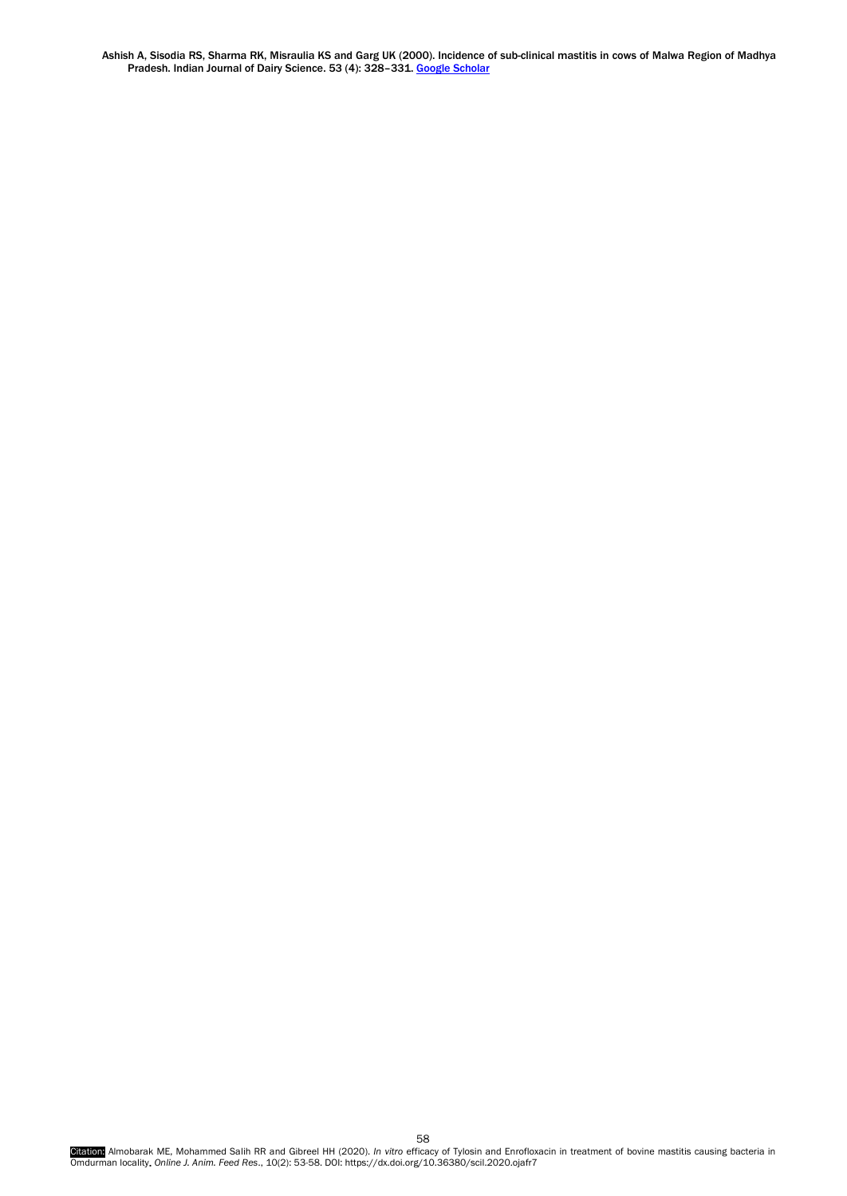Ashish A, Sisodia RS, Sharma RK, Misraulia KS and Garg UK (2000). Incidence of sub-clinical mastitis in cows of Malwa Region of Madhya Pradesh. Indian Journal of Dairy Science. 53 (4): 328–331. [Google Scholar](Google Scholar)